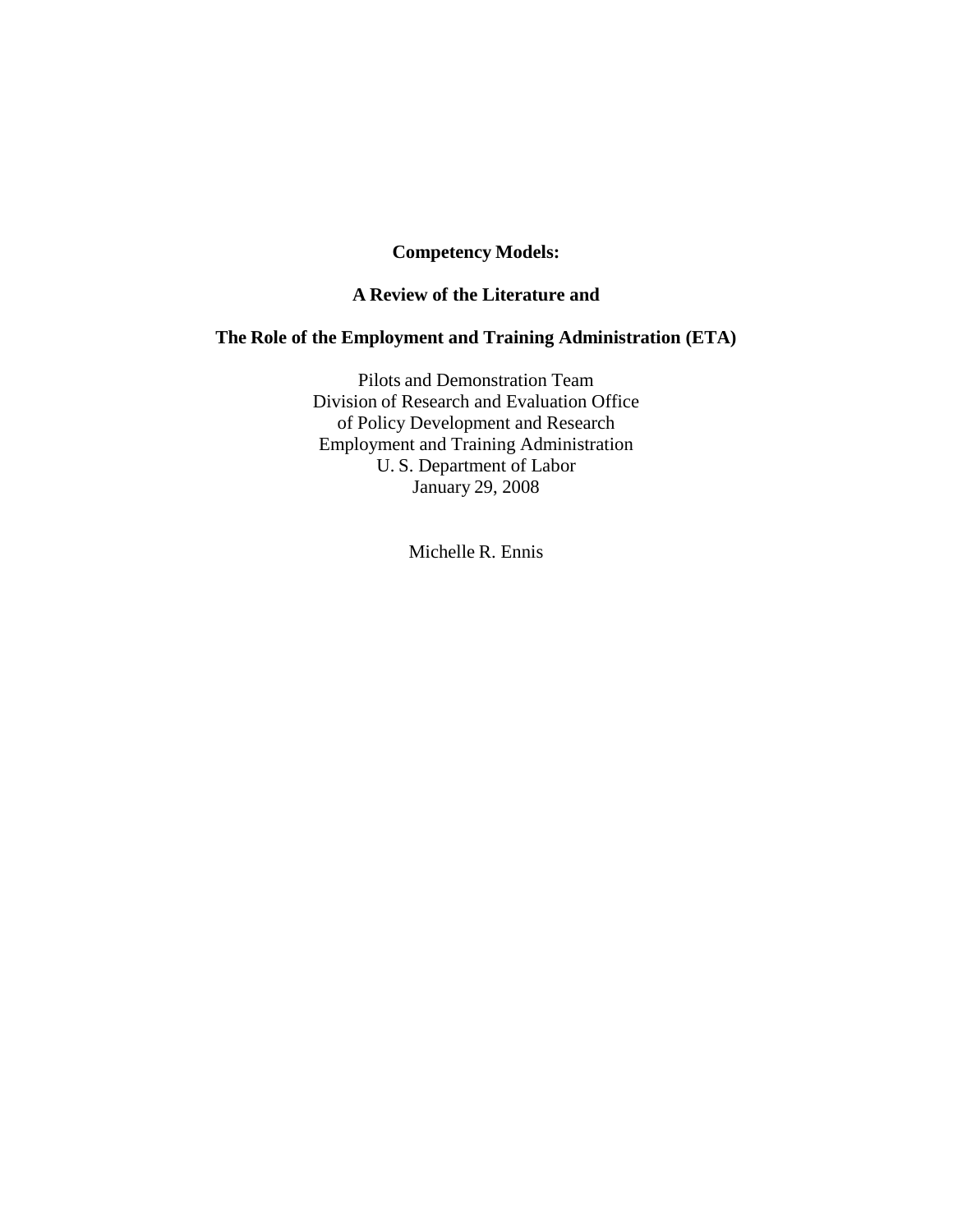# Competency Models:

## A Review of the Literature and

## The Role of the Employment and Training Administration (ETA)

Pilots and Demonstration Team
Division of Research and Evaluation Office
of Policy Development and Research
Employment and Training Administration
U. S. Department of Labor
January 29, 2008

Michelle R. Ennis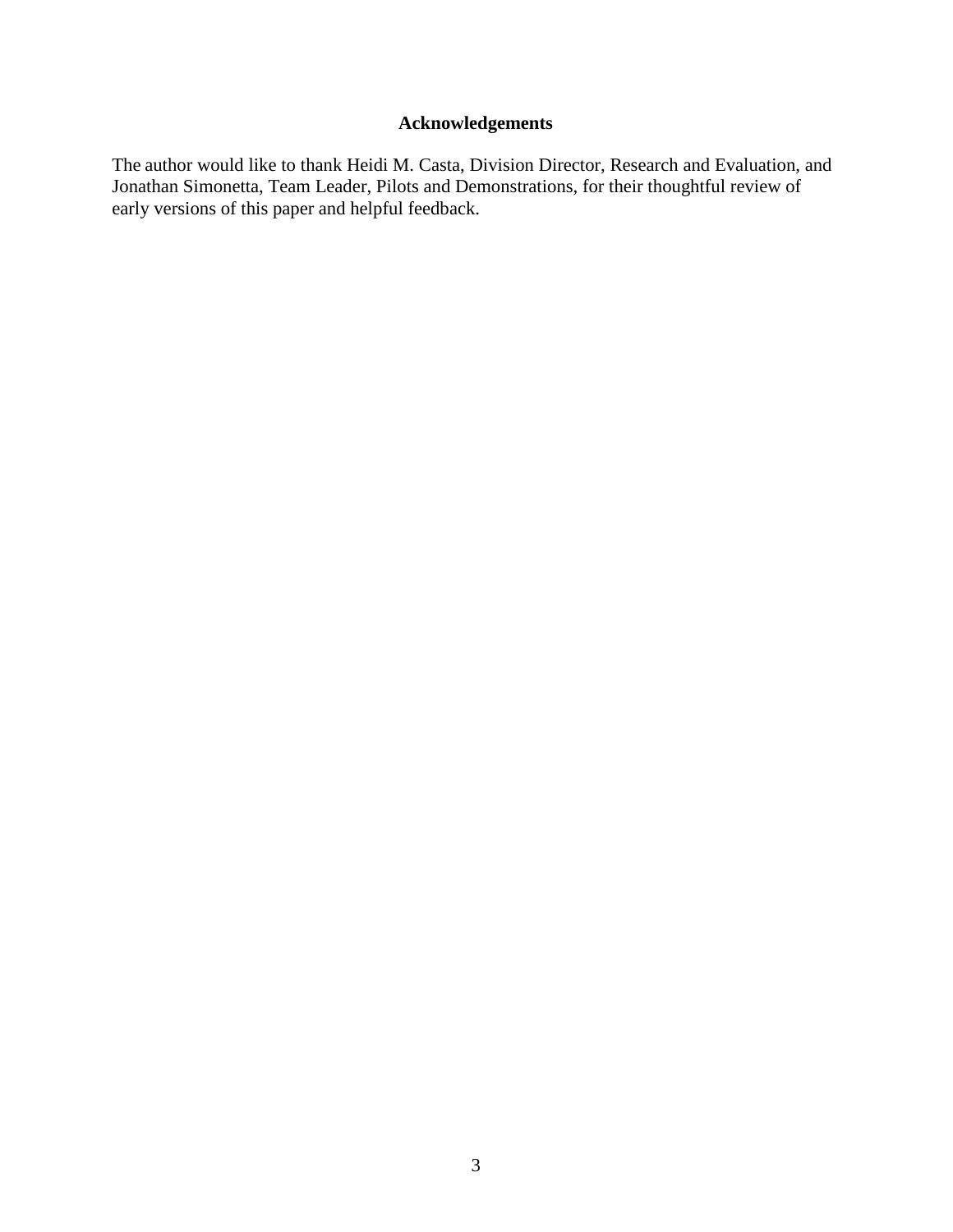## Acknowledgements

The author would like to thank Heidi M. Casta, Division Director, Research and Evaluation, and Jonathan Simonetta, Team Leader, Pilots and Demonstrations, for their thoughtful review of early versions of this paper and helpful feedback.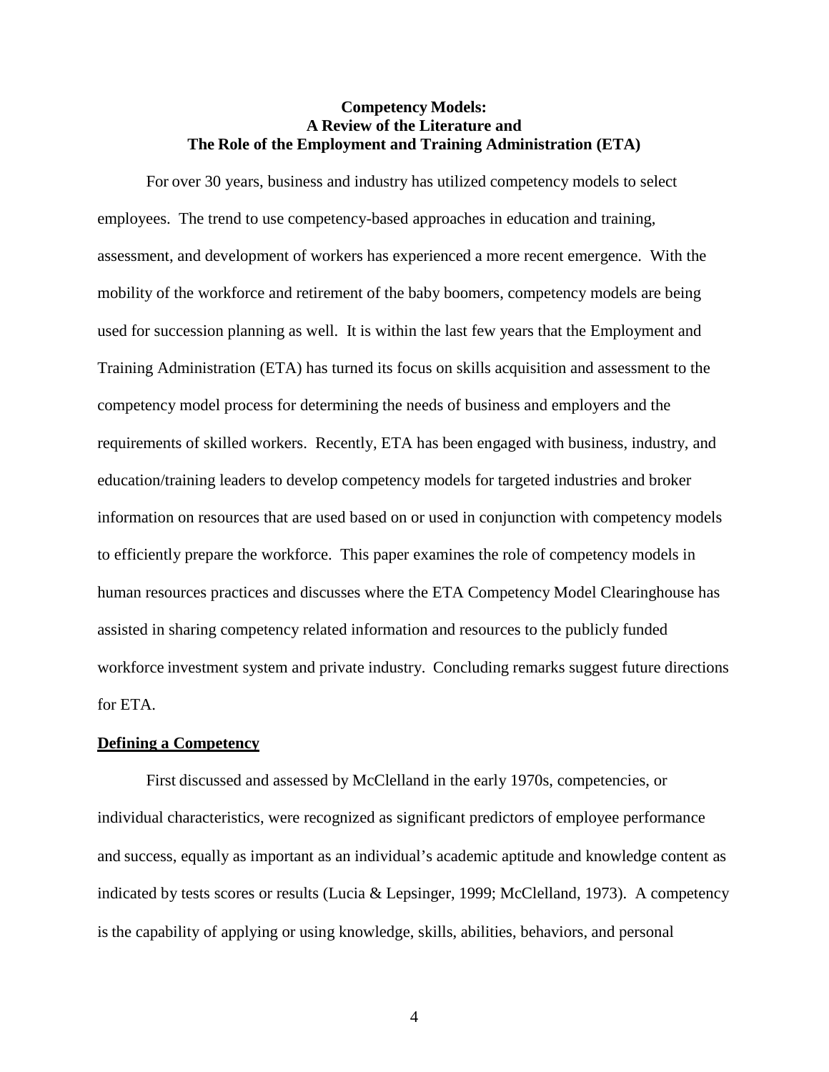# Competency Models: A Review of the Literature and The Role of the Employment and Training Administration (ETA)

For over 30 years, business and industry has utilized competency models to select employees. The trend to use competency-based approaches in education and training, assessment, and development of workers has experienced a more recent emergence. With the mobility of the workforce and retirement of the baby boomers, competency models are being used for succession planning as well. It is within the last few years that the Employment and Training Administration (ETA) has turned its focus on skills acquisition and assessment to the competency model process for determining the needs of business and employers and the requirements of skilled workers. Recently, ETA has been engaged with business, industry, and education/training leaders to develop competency models for targeted industries and broker information on resources that are used based on or used in conjunction with competency models to efficiently prepare the workforce. This paper examines the role of competency models in human resources practices and discusses where the ETA Competency Model Clearinghouse has assisted in sharing competency related information and resources to the publicly funded workforce investment system and private industry. Concluding remarks suggest future directions for ETA.

## Defining a Competency

First discussed and assessed by McClelland in the early 1970s, competencies, or individual characteristics, were recognized as significant predictors of employee performance and success, equally as important as an individual's academic aptitude and knowledge content as indicated by tests scores or results (Lucia & Lepsinger, 1999; McClelland, 1973). A competency is the capability of applying or using knowledge, skills, abilities, behaviors, and personal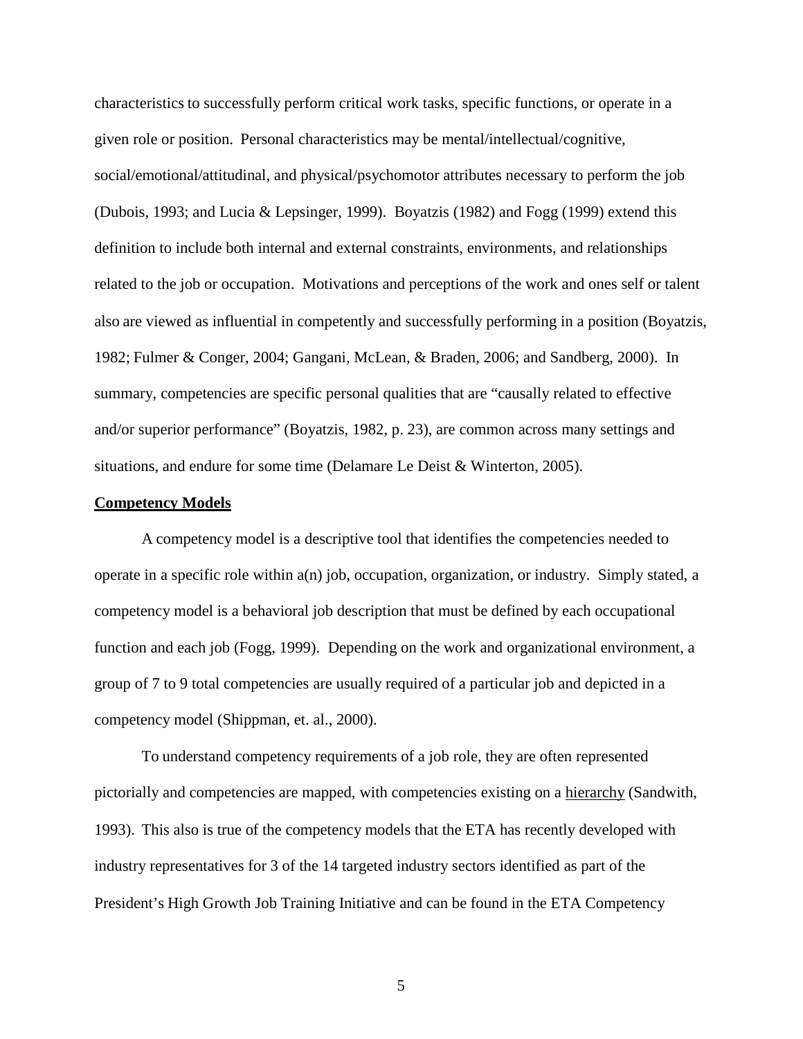characteristics to successfully perform critical work tasks, specific functions, or operate in a given role or position. Personal characteristics may be mental/intellectual/cognitive, social/emotional/attitudinal, and physical/psychomotor attributes necessary to perform the job (Dubois, 1993; and Lucia & Lepsinger, 1999). Boyatzis (1982) and Fogg (1999) extend this definition to include both internal and external constraints, environments, and relationships related to the job or occupation. Motivations and perceptions of the work and ones self or talent also are viewed as influential in competently and successfully performing in a position (Boyatzis, 1982; Fulmer & Conger, 2004; Gangani, McLean, & Braden, 2006; and Sandberg, 2000). In summary, competencies are specific personal qualities that are "causally related to effective and/or superior performance" (Boyatzis, 1982, p. 23), are common across many settings and situations, and endure for some time (Delamare Le Deist & Winterton, 2005).

**Competency Models**

A competency model is a descriptive tool that identifies the competencies needed to operate in a specific role within a(n) job, occupation, organization, or industry. Simply stated, a competency model is a behavioral job description that must be defined by each occupational function and each job (Fogg, 1999). Depending on the work and organizational environment, a group of 7 to 9 total competencies are usually required of a particular job and depicted in a competency model (Shippman, et. al., 2000).

To understand competency requirements of a job role, they are often represented pictorially and competencies are mapped, with competencies existing on a hierarchy (Sandwith, 1993). This also is true of the competency models that the ETA has recently developed with industry representatives for 3 of the 14 targeted industry sectors identified as part of the President's High Growth Job Training Initiative and can be found in the ETA Competency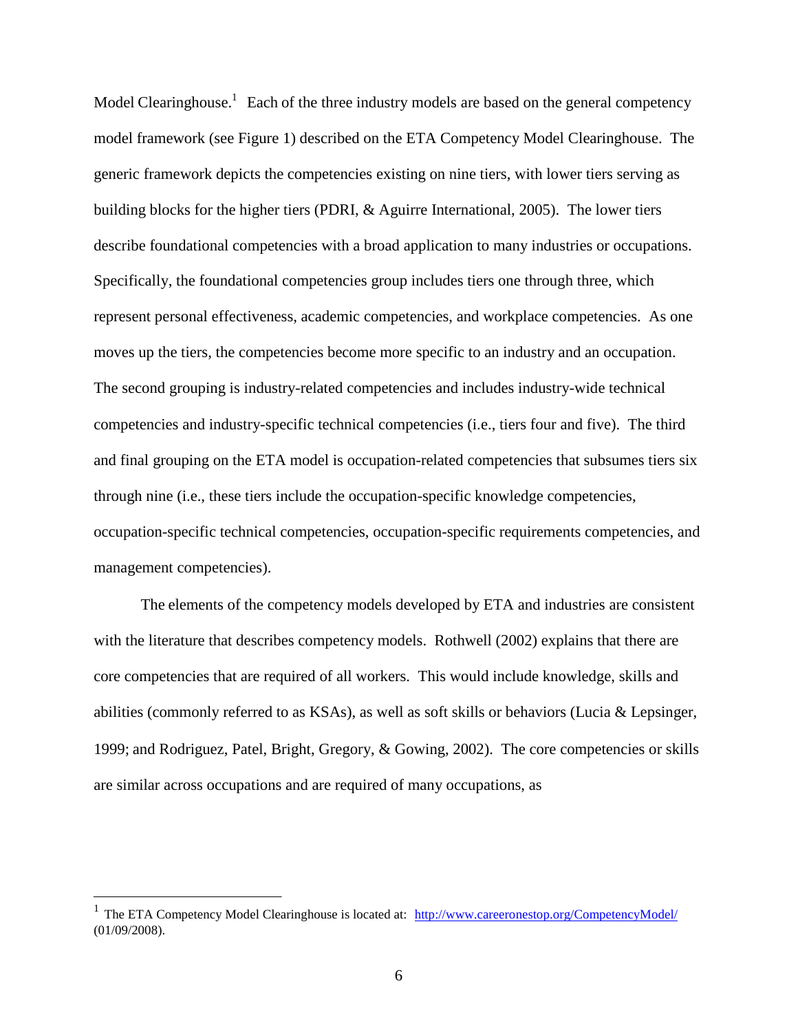Model Clearinghouse.[1] Each of the three industry models are based on the general competency model framework (see Figure 1) described on the ETA Competency Model Clearinghouse. The generic framework depicts the competencies existing on nine tiers, with lower tiers serving as building blocks for the higher tiers (PDRI, & Aguirre International, 2005). The lower tiers describe foundational competencies with a broad application to many industries or occupations. Specifically, the foundational competencies group includes tiers one through three, which represent personal effectiveness, academic competencies, and workplace competencies. As one moves up the tiers, the competencies become more specific to an industry and an occupation. The second grouping is industry-related competencies and includes industry-wide technical competencies and industry-specific technical competencies (i.e., tiers four and five). The third and final grouping on the ETA model is occupation-related competencies that subsumes tiers six through nine (i.e., these tiers include the occupation-specific knowledge competencies, occupation-specific technical competencies, occupation-specific requirements competencies, and management competencies).

The elements of the competency models developed by ETA and industries are consistent with the literature that describes competency models. Rothwell (2002) explains that there are core competencies that are required of all workers. This would include knowledge, skills and abilities (commonly referred to as KSAs), as well as soft skills or behaviors (Lucia & Lepsinger, 1999; and Rodriguez, Patel, Bright, Gregory, & Gowing, 2002). The core competencies or skills are similar across occupations and are required of many occupations, as

---

[1] The ETA Competency Model Clearinghouse is located at: [http://www.careeronestop.org/CompetencyModel/](http://www.careeronestop.org/CompetencyModel/) (01/09/2008).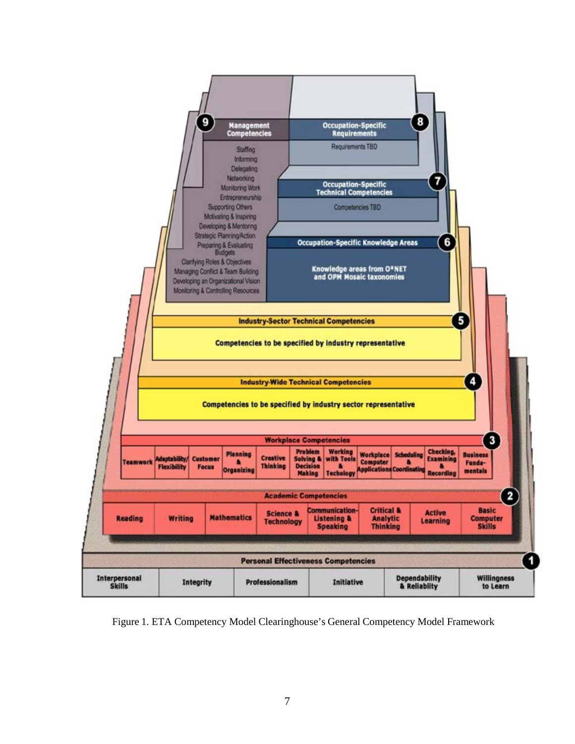**9 Management Competencies**
Staffing
Informing
Delegating
Networking
Monitoring Work
Entrepreneurship
Supporting Others
Motivating & Inspiring
Developing & Mentoring
Strategic Planning/Action
Preparing & Evaluating Budgets
Clarifying Roles & Objectives
Managing Conflict & Team Building
Developing an Organizational Vision
Monitoring & Controlling Resources

**8 Occupation-Specific Requirements**
Requirements TBD

**7 Occupation-Specific Technical Competencies**
Competencies TBD

**6 Occupation-Specific Knowledge Areas**
Knowledge areas from O*NET and OPM Mosaic taxonomies

**5 Industry-Sector Technical Competencies**
Competencies to be specified by industry representative

**4 Industry-Wide Technical Competencies**
Competencies to be specified by industry sector representative

**3 Workplace Competencies**

| Teamwork | Adaptability/ Flexibility | Customer Focus | Planning & Organizing | Creative Thinking | Problem Solving & Decision Making | Working with Tools & Techology | Workplace Computer Applications | Scheduling & Coordinating | Checking, Examining & Recording | Business Funda-mentals |
|---|---|---|---|---|---|---|---|---|---|---|

**2 Academic Competencies**

| Reading | Writing | Mathematics | Science & Technology | Communication-Listening & Speaking | Critical & Analytic Thinking | Active Learning | Basic Computer Skills |
|---|---|---|---|---|---|---|---|

**1 Personal Effectiveness Competencies**

| Interpersonal Skills | Integrity | Professionalism | Initiative | Dependability & Reliablity | Willingness to Learn |
|---|---|---|---|---|---|

Figure 1. ETA Competency Model Clearinghouse's General Competency Model Framework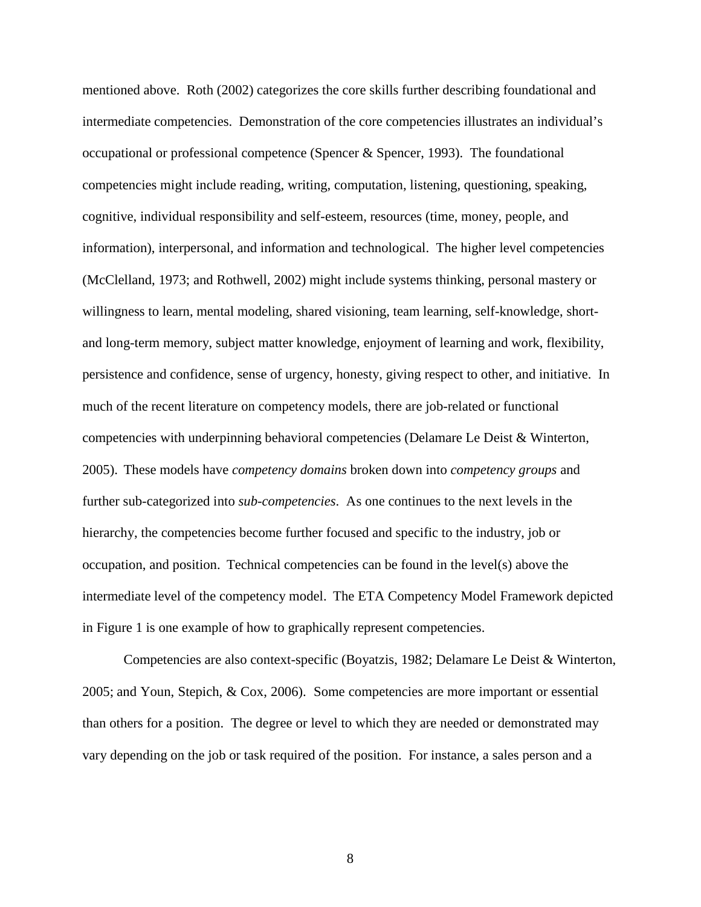mentioned above. Roth (2002) categorizes the core skills further describing foundational and intermediate competencies. Demonstration of the core competencies illustrates an individual's occupational or professional competence (Spencer & Spencer, 1993). The foundational competencies might include reading, writing, computation, listening, questioning, speaking, cognitive, individual responsibility and self-esteem, resources (time, money, people, and information), interpersonal, and information and technological. The higher level competencies (McClelland, 1973; and Rothwell, 2002) might include systems thinking, personal mastery or willingness to learn, mental modeling, shared visioning, team learning, self-knowledge, short- and long-term memory, subject matter knowledge, enjoyment of learning and work, flexibility, persistence and confidence, sense of urgency, honesty, giving respect to other, and initiative. In much of the recent literature on competency models, there are job-related or functional competencies with underpinning behavioral competencies (Delamare Le Deist & Winterton, 2005). These models have *competency domains* broken down into *competency groups* and further sub-categorized into *sub-competencies*. As one continues to the next levels in the hierarchy, the competencies become further focused and specific to the industry, job or occupation, and position. Technical competencies can be found in the level(s) above the intermediate level of the competency model. The ETA Competency Model Framework depicted in Figure 1 is one example of how to graphically represent competencies.

Competencies are also context-specific (Boyatzis, 1982; Delamare Le Deist & Winterton, 2005; and Youn, Stepich, & Cox, 2006). Some competencies are more important or essential than others for a position. The degree or level to which they are needed or demonstrated may vary depending on the job or task required of the position. For instance, a sales person and a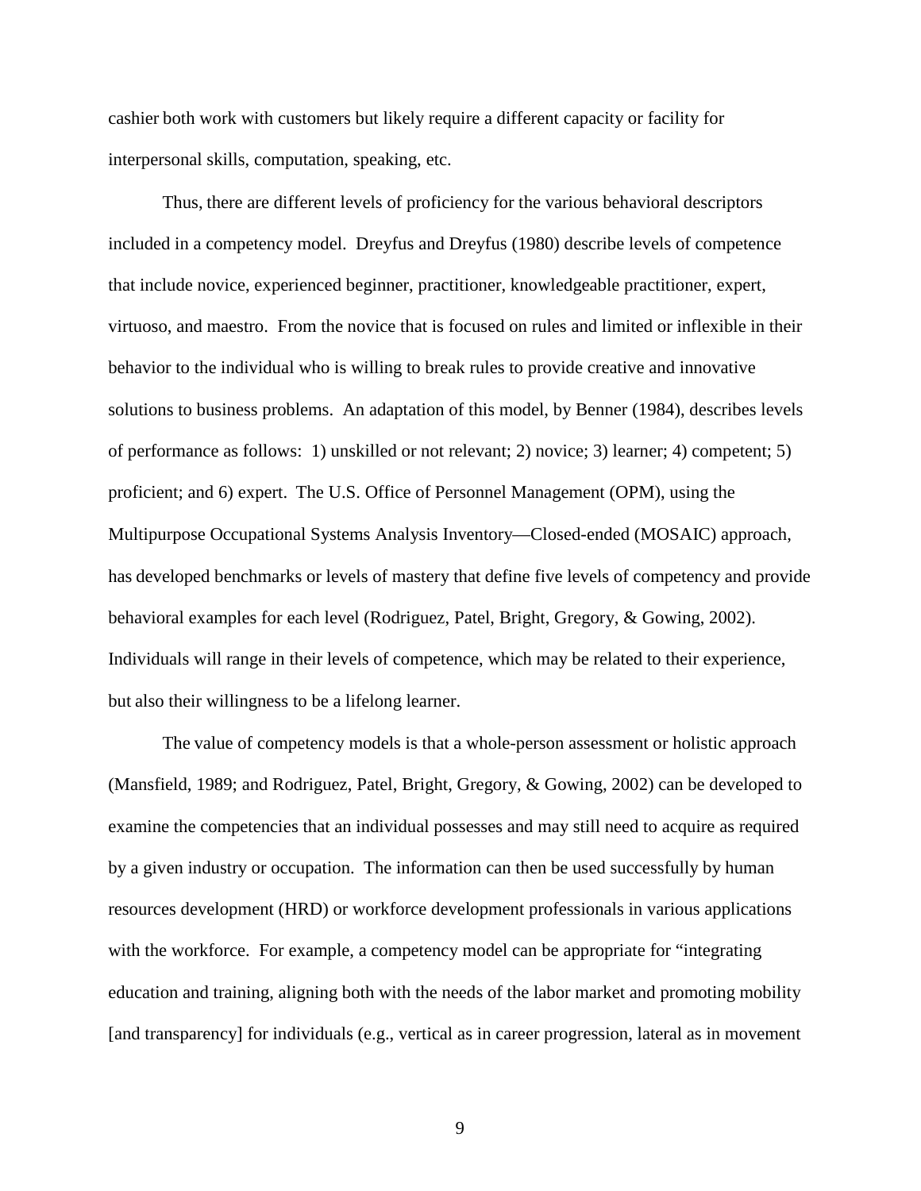cashier both work with customers but likely require a different capacity or facility for interpersonal skills, computation, speaking, etc.

Thus, there are different levels of proficiency for the various behavioral descriptors included in a competency model. Dreyfus and Dreyfus (1980) describe levels of competence that include novice, experienced beginner, practitioner, knowledgeable practitioner, expert, virtuoso, and maestro. From the novice that is focused on rules and limited or inflexible in their behavior to the individual who is willing to break rules to provide creative and innovative solutions to business problems. An adaptation of this model, by Benner (1984), describes levels of performance as follows: 1) unskilled or not relevant; 2) novice; 3) learner; 4) competent; 5) proficient; and 6) expert. The U.S. Office of Personnel Management (OPM), using the Multipurpose Occupational Systems Analysis Inventory—Closed-ended (MOSAIC) approach, has developed benchmarks or levels of mastery that define five levels of competency and provide behavioral examples for each level (Rodriguez, Patel, Bright, Gregory, & Gowing, 2002). Individuals will range in their levels of competence, which may be related to their experience, but also their willingness to be a lifelong learner.

The value of competency models is that a whole-person assessment or holistic approach (Mansfield, 1989; and Rodriguez, Patel, Bright, Gregory, & Gowing, 2002) can be developed to examine the competencies that an individual possesses and may still need to acquire as required by a given industry or occupation. The information can then be used successfully by human resources development (HRD) or workforce development professionals in various applications with the workforce. For example, a competency model can be appropriate for "integrating education and training, aligning both with the needs of the labor market and promoting mobility [and transparency] for individuals (e.g., vertical as in career progression, lateral as in movement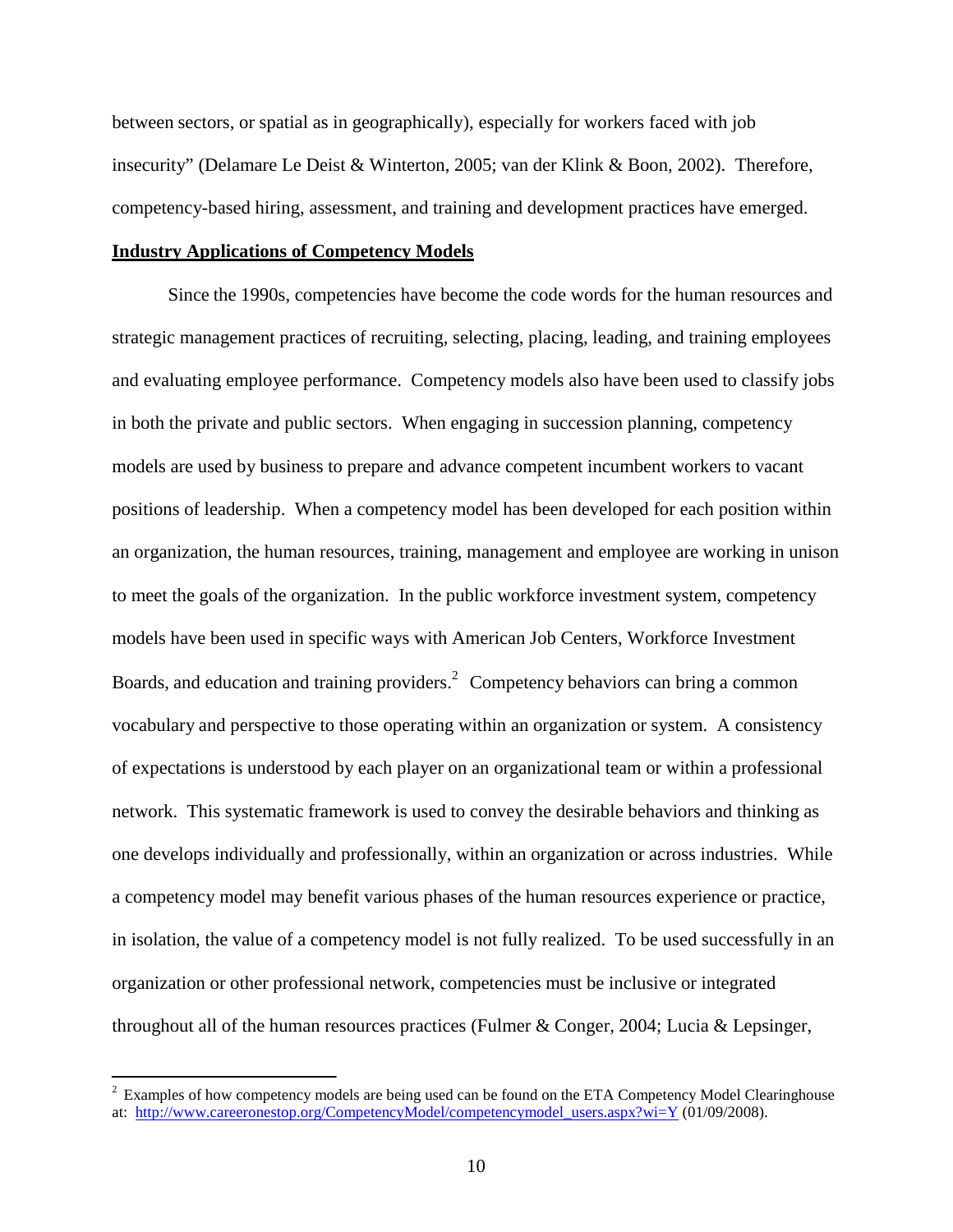between sectors, or spatial as in geographically), especially for workers faced with job insecurity" (Delamare Le Deist & Winterton, 2005; van der Klink & Boon, 2002). Therefore, competency-based hiring, assessment, and training and development practices have emerged.

**Industry Applications of Competency Models**

Since the 1990s, competencies have become the code words for the human resources and strategic management practices of recruiting, selecting, placing, leading, and training employees and evaluating employee performance. Competency models also have been used to classify jobs in both the private and public sectors. When engaging in succession planning, competency models are used by business to prepare and advance competent incumbent workers to vacant positions of leadership. When a competency model has been developed for each position within an organization, the human resources, training, management and employee are working in unison to meet the goals of the organization. In the public workforce investment system, competency models have been used in specific ways with American Job Centers, Workforce Investment Boards, and education and training providers.[2] Competency behaviors can bring a common vocabulary and perspective to those operating within an organization or system. A consistency of expectations is understood by each player on an organizational team or within a professional network. This systematic framework is used to convey the desirable behaviors and thinking as one develops individually and professionally, within an organization or across industries. While a competency model may benefit various phases of the human resources experience or practice, in isolation, the value of a competency model is not fully realized. To be used successfully in an organization or other professional network, competencies must be inclusive or integrated throughout all of the human resources practices (Fulmer & Conger, 2004; Lucia & Lepsinger,

---

[2] Examples of how competency models are being used can be found on the ETA Competency Model Clearinghouse at: http://www.careeronestop.org/CompetencyModel/competencymodel_users.aspx?wi=Y (01/09/2008).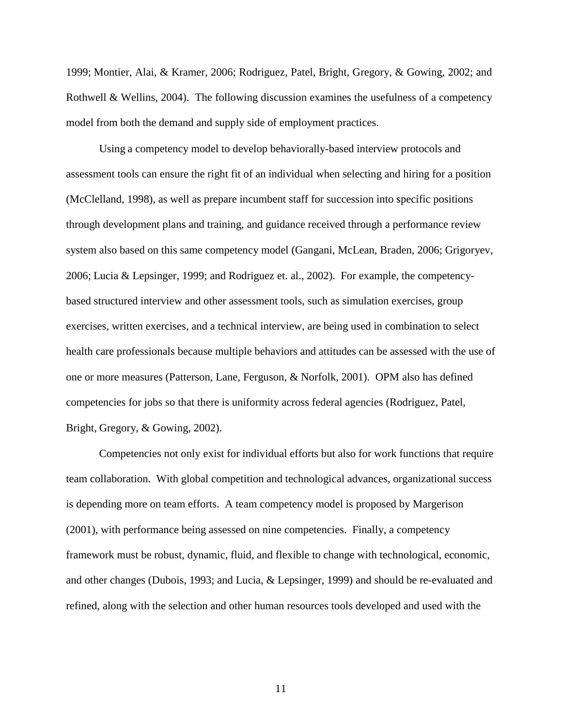1999; Montier, Alai, & Kramer, 2006; Rodriguez, Patel, Bright, Gregory, & Gowing, 2002; and Rothwell & Wellins, 2004). The following discussion examines the usefulness of a competency model from both the demand and supply side of employment practices.

Using a competency model to develop behaviorally-based interview protocols and assessment tools can ensure the right fit of an individual when selecting and hiring for a position (McClelland, 1998), as well as prepare incumbent staff for succession into specific positions through development plans and training, and guidance received through a performance review system also based on this same competency model (Gangani, McLean, Braden, 2006; Grigoryev, 2006; Lucia & Lepsinger, 1999; and Rodriguez et. al., 2002). For example, the competency-based structured interview and other assessment tools, such as simulation exercises, group exercises, written exercises, and a technical interview, are being used in combination to select health care professionals because multiple behaviors and attitudes can be assessed with the use of one or more measures (Patterson, Lane, Ferguson, & Norfolk, 2001). OPM also has defined competencies for jobs so that there is uniformity across federal agencies (Rodriguez, Patel, Bright, Gregory, & Gowing, 2002).

Competencies not only exist for individual efforts but also for work functions that require team collaboration. With global competition and technological advances, organizational success is depending more on team efforts. A team competency model is proposed by Margerison (2001), with performance being assessed on nine competencies. Finally, a competency framework must be robust, dynamic, fluid, and flexible to change with technological, economic, and other changes (Dubois, 1993; and Lucia, & Lepsinger, 1999) and should be re-evaluated and refined, along with the selection and other human resources tools developed and used with the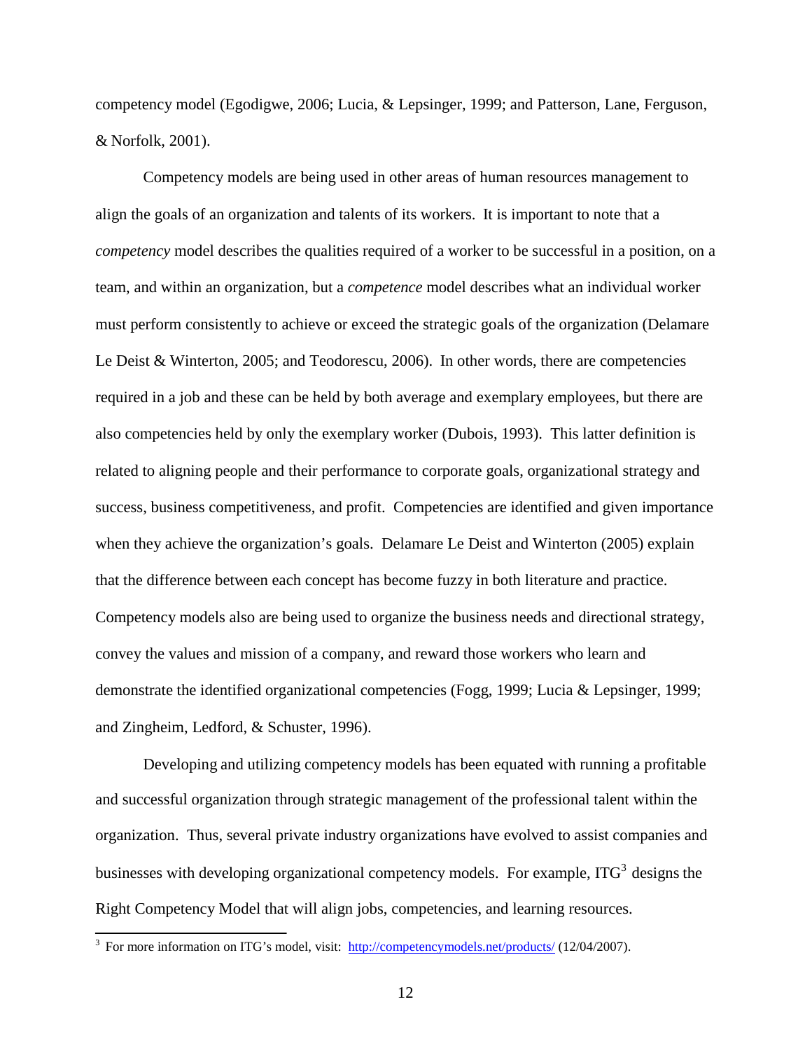competency model (Egodigwe, 2006; Lucia, & Lepsinger, 1999; and Patterson, Lane, Ferguson, & Norfolk, 2001).

Competency models are being used in other areas of human resources management to align the goals of an organization and talents of its workers. It is important to note that a *competency* model describes the qualities required of a worker to be successful in a position, on a team, and within an organization, but a *competence* model describes what an individual worker must perform consistently to achieve or exceed the strategic goals of the organization (Delamare Le Deist & Winterton, 2005; and Teodorescu, 2006). In other words, there are competencies required in a job and these can be held by both average and exemplary employees, but there are also competencies held by only the exemplary worker (Dubois, 1993). This latter definition is related to aligning people and their performance to corporate goals, organizational strategy and success, business competitiveness, and profit. Competencies are identified and given importance when they achieve the organization's goals. Delamare Le Deist and Winterton (2005) explain that the difference between each concept has become fuzzy in both literature and practice. Competency models also are being used to organize the business needs and directional strategy, convey the values and mission of a company, and reward those workers who learn and demonstrate the identified organizational competencies (Fogg, 1999; Lucia & Lepsinger, 1999; and Zingheim, Ledford, & Schuster, 1996).

Developing and utilizing competency models has been equated with running a profitable and successful organization through strategic management of the professional talent within the organization. Thus, several private industry organizations have evolved to assist companies and businesses with developing organizational competency models. For example, ITG[3] designs the Right Competency Model that will align jobs, competencies, and learning resources.

---

[3] For more information on ITG's model, visit: http://competencymodels.net/products/ (12/04/2007).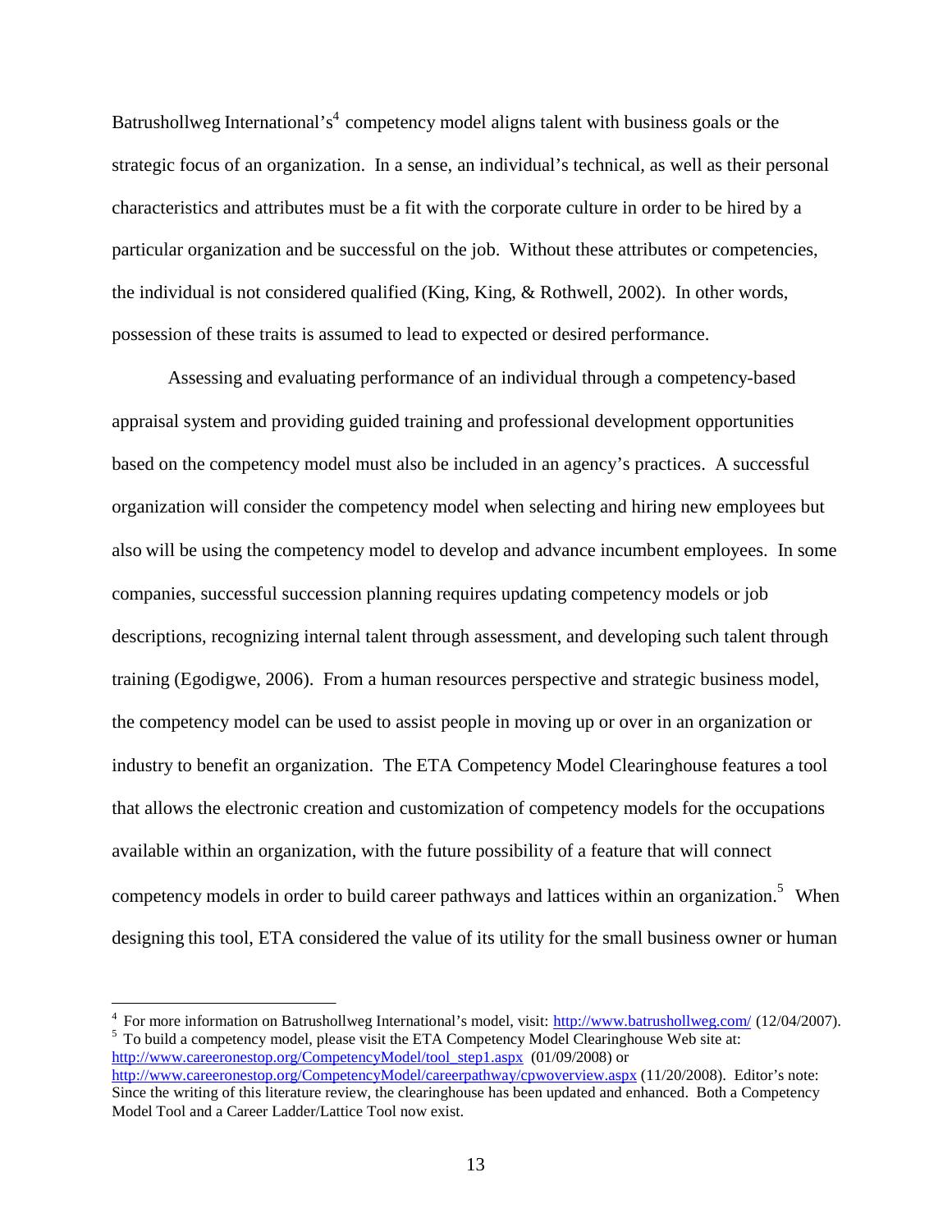Batrushollweg International's[4] competency model aligns talent with business goals or the strategic focus of an organization. In a sense, an individual's technical, as well as their personal characteristics and attributes must be a fit with the corporate culture in order to be hired by a particular organization and be successful on the job. Without these attributes or competencies, the individual is not considered qualified (King, King, & Rothwell, 2002). In other words, possession of these traits is assumed to lead to expected or desired performance.

Assessing and evaluating performance of an individual through a competency-based appraisal system and providing guided training and professional development opportunities based on the competency model must also be included in an agency's practices. A successful organization will consider the competency model when selecting and hiring new employees but also will be using the competency model to develop and advance incumbent employees. In some companies, successful succession planning requires updating competency models or job descriptions, recognizing internal talent through assessment, and developing such talent through training (Egodigwe, 2006). From a human resources perspective and strategic business model, the competency model can be used to assist people in moving up or over in an organization or industry to benefit an organization. The ETA Competency Model Clearinghouse features a tool that allows the electronic creation and customization of competency models for the occupations available within an organization, with the future possibility of a feature that will connect competency models in order to build career pathways and lattices within an organization.[5] When designing this tool, ETA considered the value of its utility for the small business owner or human

---

[4] For more information on Batrushollweg International's model, visit: http://www.batrushollweg.com/ (12/04/2007).

[5] To build a competency model, please visit the ETA Competency Model Clearinghouse Web site at: http://www.careeronestop.org/CompetencyModel/tool_step1.aspx (01/09/2008) or http://www.careeronestop.org/CompetencyModel/careerpathway/cpwoverview.aspx (11/20/2008). Editor's note: Since the writing of this literature review, the clearinghouse has been updated and enhanced. Both a Competency Model Tool and a Career Ladder/Lattice Tool now exist.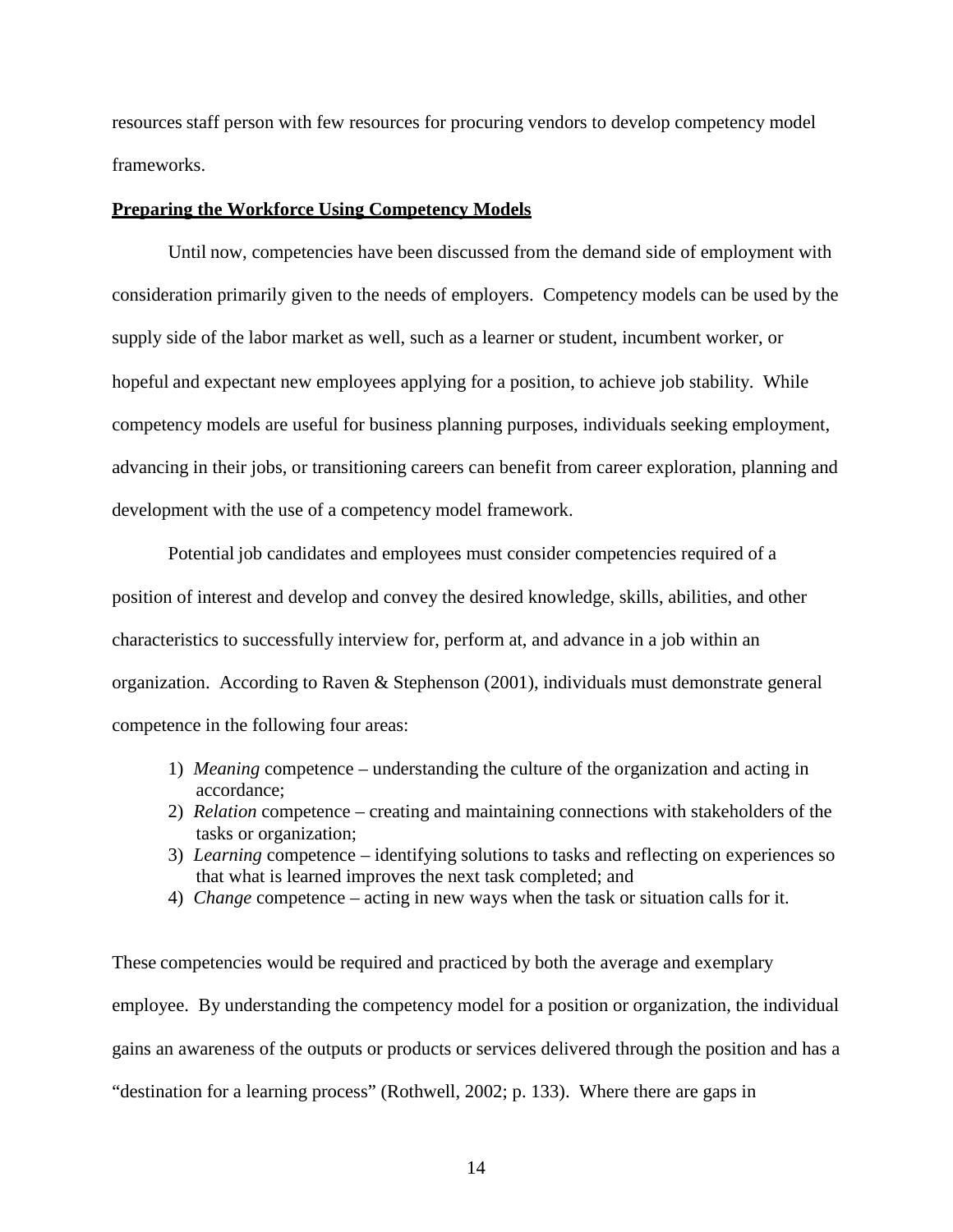resources staff person with few resources for procuring vendors to develop competency model frameworks.

**Preparing the Workforce Using Competency Models**

Until now, competencies have been discussed from the demand side of employment with consideration primarily given to the needs of employers. Competency models can be used by the supply side of the labor market as well, such as a learner or student, incumbent worker, or hopeful and expectant new employees applying for a position, to achieve job stability. While competency models are useful for business planning purposes, individuals seeking employment, advancing in their jobs, or transitioning careers can benefit from career exploration, planning and development with the use of a competency model framework.

Potential job candidates and employees must consider competencies required of a position of interest and develop and convey the desired knowledge, skills, abilities, and other characteristics to successfully interview for, perform at, and advance in a job within an organization. According to Raven & Stephenson (2001), individuals must demonstrate general competence in the following four areas:

1) *Meaning* competence – understanding the culture of the organization and acting in accordance;
2) *Relation* competence – creating and maintaining connections with stakeholders of the tasks or organization;
3) *Learning* competence – identifying solutions to tasks and reflecting on experiences so that what is learned improves the next task completed; and
4) *Change* competence – acting in new ways when the task or situation calls for it.

These competencies would be required and practiced by both the average and exemplary employee. By understanding the competency model for a position or organization, the individual gains an awareness of the outputs or products or services delivered through the position and has a "destination for a learning process" (Rothwell, 2002; p. 133). Where there are gaps in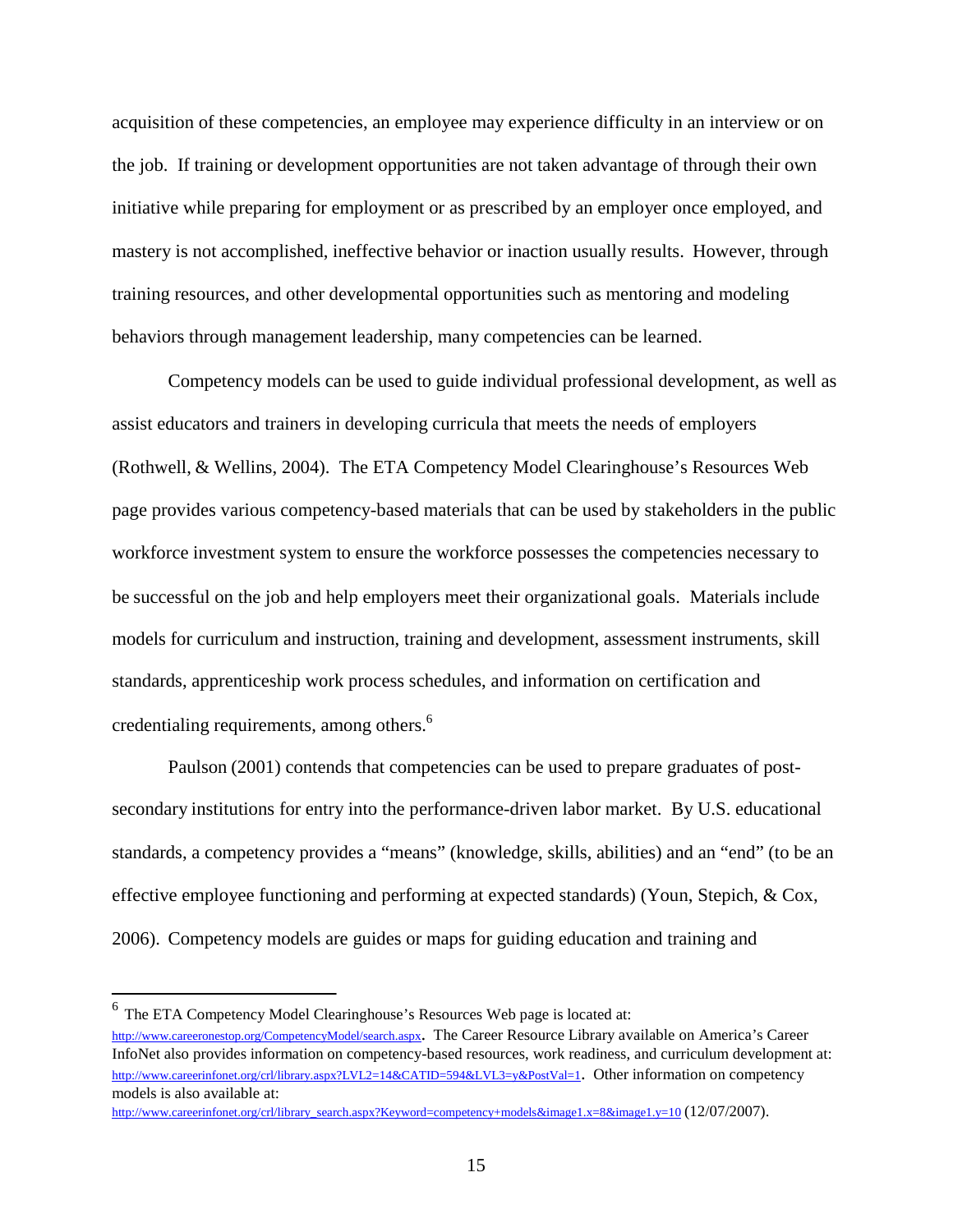acquisition of these competencies, an employee may experience difficulty in an interview or on the job. If training or development opportunities are not taken advantage of through their own initiative while preparing for employment or as prescribed by an employer once employed, and mastery is not accomplished, ineffective behavior or inaction usually results. However, through training resources, and other developmental opportunities such as mentoring and modeling behaviors through management leadership, many competencies can be learned.

Competency models can be used to guide individual professional development, as well as assist educators and trainers in developing curricula that meets the needs of employers (Rothwell, & Wellins, 2004). The ETA Competency Model Clearinghouse's Resources Web page provides various competency-based materials that can be used by stakeholders in the public workforce investment system to ensure the workforce possesses the competencies necessary to be successful on the job and help employers meet their organizational goals. Materials include models for curriculum and instruction, training and development, assessment instruments, skill standards, apprenticeship work process schedules, and information on certification and credentialing requirements, among others.[6]

Paulson (2001) contends that competencies can be used to prepare graduates of post-secondary institutions for entry into the performance-driven labor market. By U.S. educational standards, a competency provides a "means" (knowledge, skills, abilities) and an "end" (to be an effective employee functioning and performing at expected standards) (Youn, Stepich, & Cox, 2006). Competency models are guides or maps for guiding education and training and

---

[6] The ETA Competency Model Clearinghouse's Resources Web page is located at: http://www.careeronestop.org/CompetencyModel/search.aspx. The Career Resource Library available on America's Career InfoNet also provides information on competency-based resources, work readiness, and curriculum development at: http://www.careerinfonet.org/crl/library.aspx?LVL2=14&CATID=594&LVL3=y&PostVal=1. Other information on competency models is also available at: http://www.careerinfonet.org/crl/library_search.aspx?Keyword=competency+models&image1.x=8&image1.y=10 (12/07/2007).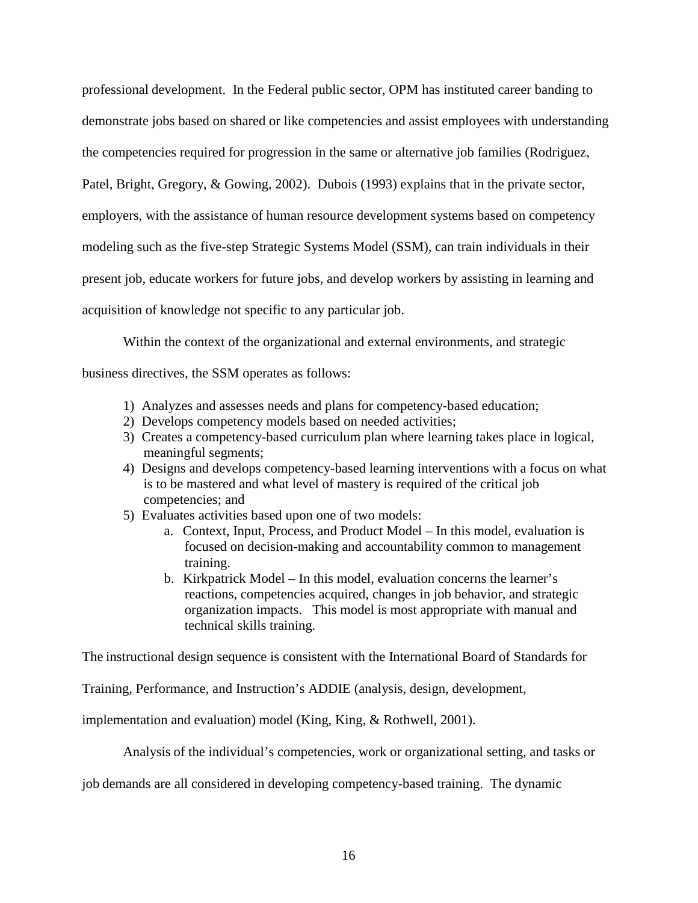professional development. In the Federal public sector, OPM has instituted career banding to demonstrate jobs based on shared or like competencies and assist employees with understanding the competencies required for progression in the same or alternative job families (Rodriguez, Patel, Bright, Gregory, & Gowing, 2002). Dubois (1993) explains that in the private sector, employers, with the assistance of human resource development systems based on competency modeling such as the five-step Strategic Systems Model (SSM), can train individuals in their present job, educate workers for future jobs, and develop workers by assisting in learning and acquisition of knowledge not specific to any particular job.

Within the context of the organizational and external environments, and strategic business directives, the SSM operates as follows:

1) Analyzes and assesses needs and plans for competency-based education;
2) Develops competency models based on needed activities;
3) Creates a competency-based curriculum plan where learning takes place in logical, meaningful segments;
4) Designs and develops competency-based learning interventions with a focus on what is to be mastered and what level of mastery is required of the critical job competencies; and
5) Evaluates activities based upon one of two models:
    a. Context, Input, Process, and Product Model – In this model, evaluation is focused on decision-making and accountability common to management training.
    b. Kirkpatrick Model – In this model, evaluation concerns the learner's reactions, competencies acquired, changes in job behavior, and strategic organization impacts. This model is most appropriate with manual and technical skills training.

The instructional design sequence is consistent with the International Board of Standards for Training, Performance, and Instruction's ADDIE (analysis, design, development, implementation and evaluation) model (King, King, & Rothwell, 2001).

Analysis of the individual's competencies, work or organizational setting, and tasks or job demands are all considered in developing competency-based training. The dynamic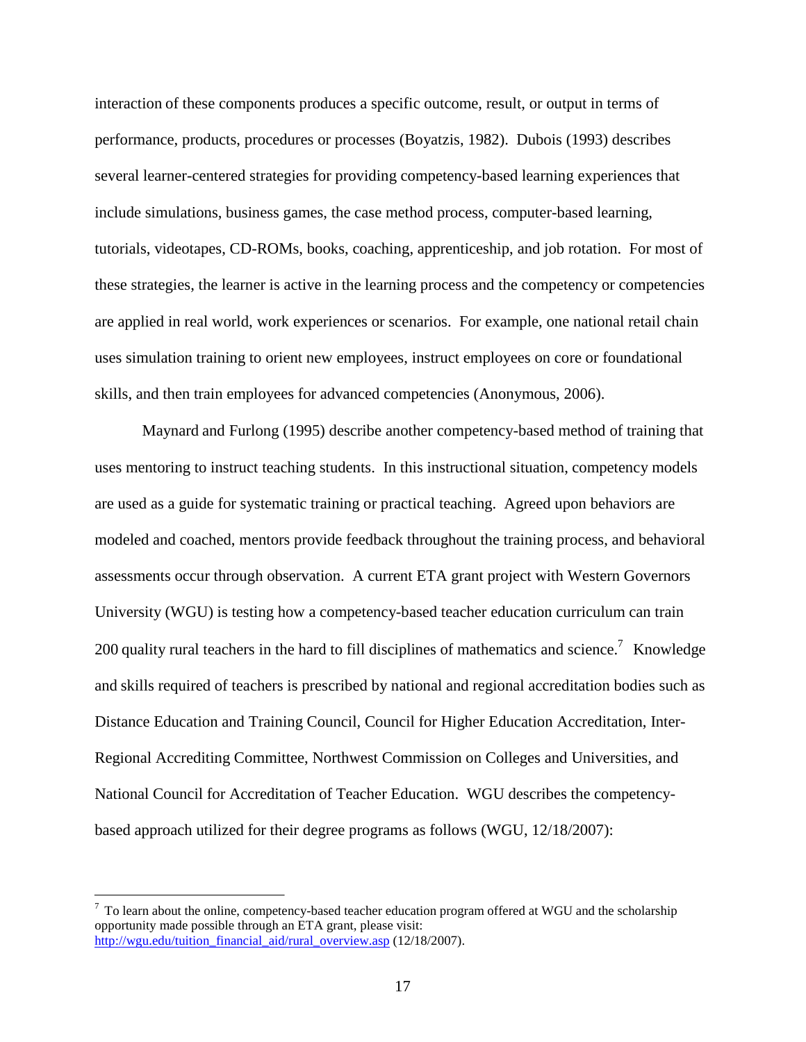interaction of these components produces a specific outcome, result, or output in terms of performance, products, procedures or processes (Boyatzis, 1982). Dubois (1993) describes several learner-centered strategies for providing competency-based learning experiences that include simulations, business games, the case method process, computer-based learning, tutorials, videotapes, CD-ROMs, books, coaching, apprenticeship, and job rotation. For most of these strategies, the learner is active in the learning process and the competency or competencies are applied in real world, work experiences or scenarios. For example, one national retail chain uses simulation training to orient new employees, instruct employees on core or foundational skills, and then train employees for advanced competencies (Anonymous, 2006).

Maynard and Furlong (1995) describe another competency-based method of training that uses mentoring to instruct teaching students. In this instructional situation, competency models are used as a guide for systematic training or practical teaching. Agreed upon behaviors are modeled and coached, mentors provide feedback throughout the training process, and behavioral assessments occur through observation. A current ETA grant project with Western Governors University (WGU) is testing how a competency-based teacher education curriculum can train 200 quality rural teachers in the hard to fill disciplines of mathematics and science.[7] Knowledge and skills required of teachers is prescribed by national and regional accreditation bodies such as Distance Education and Training Council, Council for Higher Education Accreditation, Inter-Regional Accrediting Committee, Northwest Commission on Colleges and Universities, and National Council for Accreditation of Teacher Education. WGU describes the competency-based approach utilized for their degree programs as follows (WGU, 12/18/2007):

---

[7] To learn about the online, competency-based teacher education program offered at WGU and the scholarship opportunity made possible through an ETA grant, please visit: http://wgu.edu/tuition_financial_aid/rural_overview.asp (12/18/2007).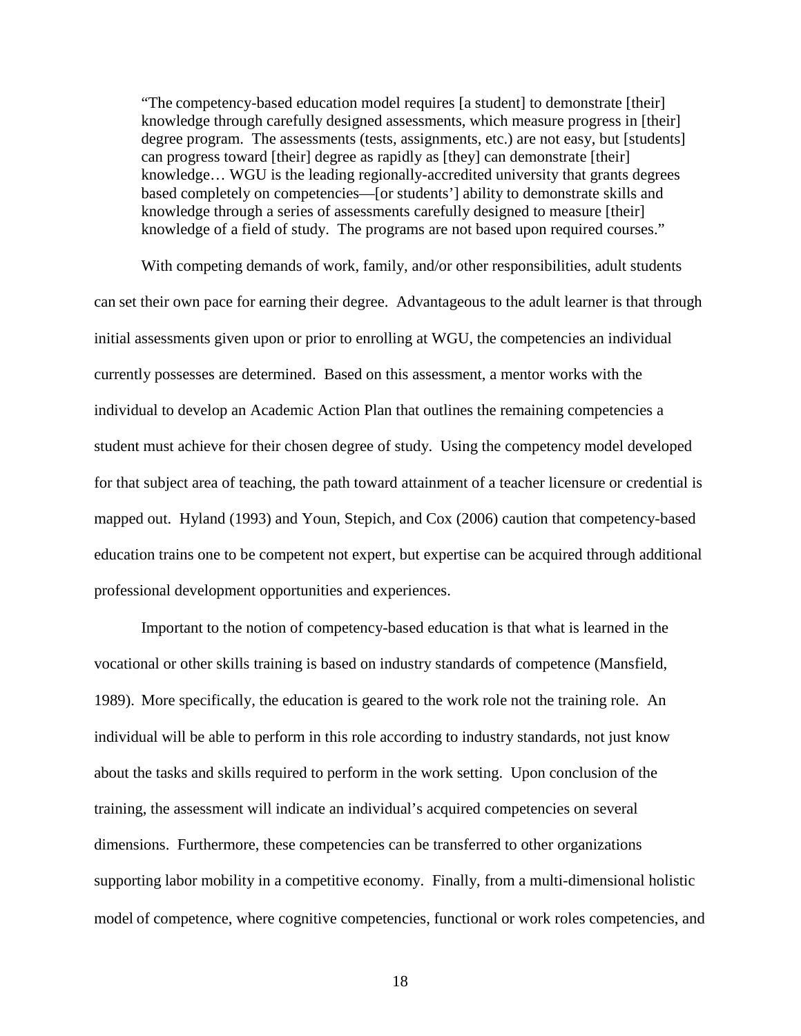> "The competency-based education model requires [a student] to demonstrate [their] knowledge through carefully designed assessments, which measure progress in [their] degree program. The assessments (tests, assignments, etc.) are not easy, but [students] can progress toward [their] degree as rapidly as [they] can demonstrate [their] knowledge… WGU is the leading regionally-accredited university that grants degrees based completely on competencies—[or students'] ability to demonstrate skills and knowledge through a series of assessments carefully designed to measure [their] knowledge of a field of study. The programs are not based upon required courses."

With competing demands of work, family, and/or other responsibilities, adult students can set their own pace for earning their degree. Advantageous to the adult learner is that through initial assessments given upon or prior to enrolling at WGU, the competencies an individual currently possesses are determined. Based on this assessment, a mentor works with the individual to develop an Academic Action Plan that outlines the remaining competencies a student must achieve for their chosen degree of study. Using the competency model developed for that subject area of teaching, the path toward attainment of a teacher licensure or credential is mapped out. Hyland (1993) and Youn, Stepich, and Cox (2006) caution that competency-based education trains one to be competent not expert, but expertise can be acquired through additional professional development opportunities and experiences.

Important to the notion of competency-based education is that what is learned in the vocational or other skills training is based on industry standards of competence (Mansfield, 1989). More specifically, the education is geared to the work role not the training role. An individual will be able to perform in this role according to industry standards, not just know about the tasks and skills required to perform in the work setting. Upon conclusion of the training, the assessment will indicate an individual's acquired competencies on several dimensions. Furthermore, these competencies can be transferred to other organizations supporting labor mobility in a competitive economy. Finally, from a multi-dimensional holistic model of competence, where cognitive competencies, functional or work roles competencies, and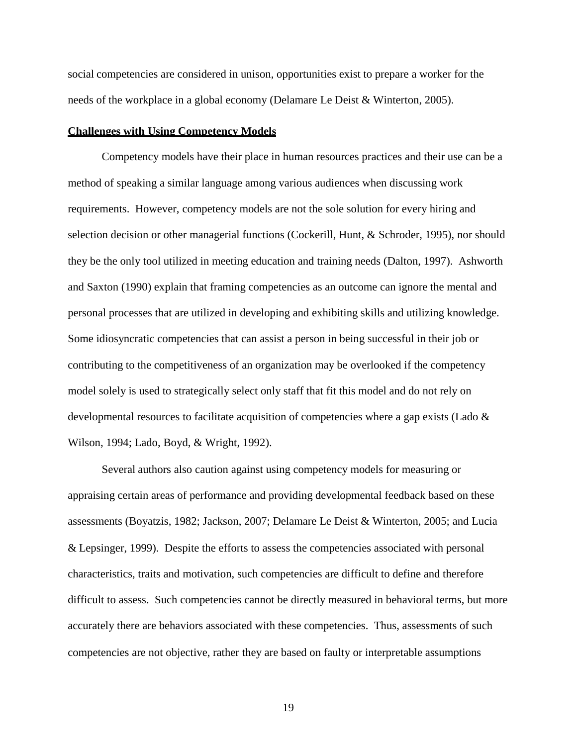social competencies are considered in unison, opportunities exist to prepare a worker for the needs of the workplace in a global economy (Delamare Le Deist & Winterton, 2005).

**Challenges with Using Competency Models**

Competency models have their place in human resources practices and their use can be a method of speaking a similar language among various audiences when discussing work requirements. However, competency models are not the sole solution for every hiring and selection decision or other managerial functions (Cockerill, Hunt, & Schroder, 1995), nor should they be the only tool utilized in meeting education and training needs (Dalton, 1997). Ashworth and Saxton (1990) explain that framing competencies as an outcome can ignore the mental and personal processes that are utilized in developing and exhibiting skills and utilizing knowledge. Some idiosyncratic competencies that can assist a person in being successful in their job or contributing to the competitiveness of an organization may be overlooked if the competency model solely is used to strategically select only staff that fit this model and do not rely on developmental resources to facilitate acquisition of competencies where a gap exists (Lado & Wilson, 1994; Lado, Boyd, & Wright, 1992).

Several authors also caution against using competency models for measuring or appraising certain areas of performance and providing developmental feedback based on these assessments (Boyatzis, 1982; Jackson, 2007; Delamare Le Deist & Winterton, 2005; and Lucia & Lepsinger, 1999). Despite the efforts to assess the competencies associated with personal characteristics, traits and motivation, such competencies are difficult to define and therefore difficult to assess. Such competencies cannot be directly measured in behavioral terms, but more accurately there are behaviors associated with these competencies. Thus, assessments of such competencies are not objective, rather they are based on faulty or interpretable assumptions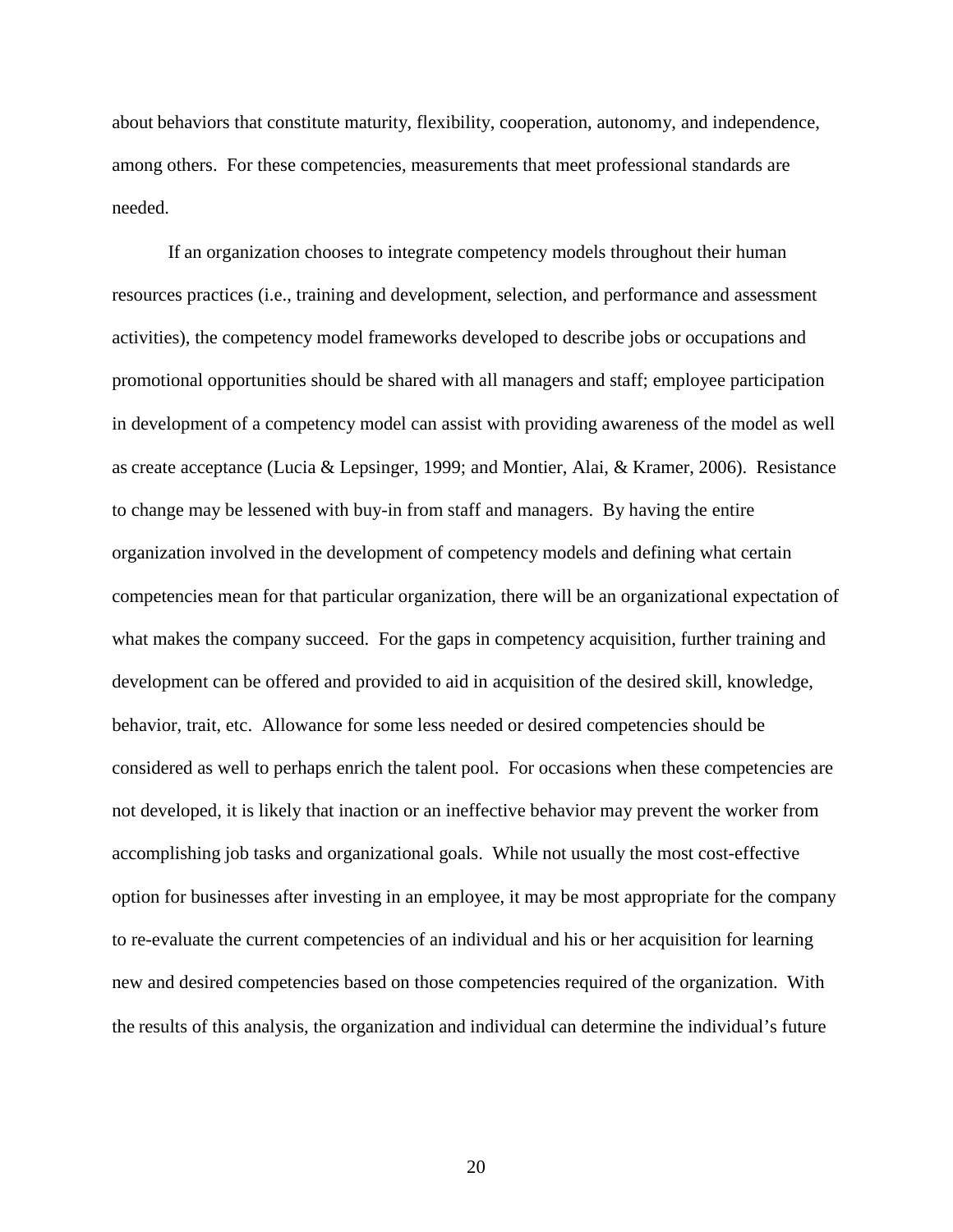about behaviors that constitute maturity, flexibility, cooperation, autonomy, and independence, among others. For these competencies, measurements that meet professional standards are needed.

If an organization chooses to integrate competency models throughout their human resources practices (i.e., training and development, selection, and performance and assessment activities), the competency model frameworks developed to describe jobs or occupations and promotional opportunities should be shared with all managers and staff; employee participation in development of a competency model can assist with providing awareness of the model as well as create acceptance (Lucia & Lepsinger, 1999; and Montier, Alai, & Kramer, 2006). Resistance to change may be lessened with buy-in from staff and managers. By having the entire organization involved in the development of competency models and defining what certain competencies mean for that particular organization, there will be an organizational expectation of what makes the company succeed. For the gaps in competency acquisition, further training and development can be offered and provided to aid in acquisition of the desired skill, knowledge, behavior, trait, etc. Allowance for some less needed or desired competencies should be considered as well to perhaps enrich the talent pool. For occasions when these competencies are not developed, it is likely that inaction or an ineffective behavior may prevent the worker from accomplishing job tasks and organizational goals. While not usually the most cost-effective option for businesses after investing in an employee, it may be most appropriate for the company to re-evaluate the current competencies of an individual and his or her acquisition for learning new and desired competencies based on those competencies required of the organization. With the results of this analysis, the organization and individual can determine the individual's future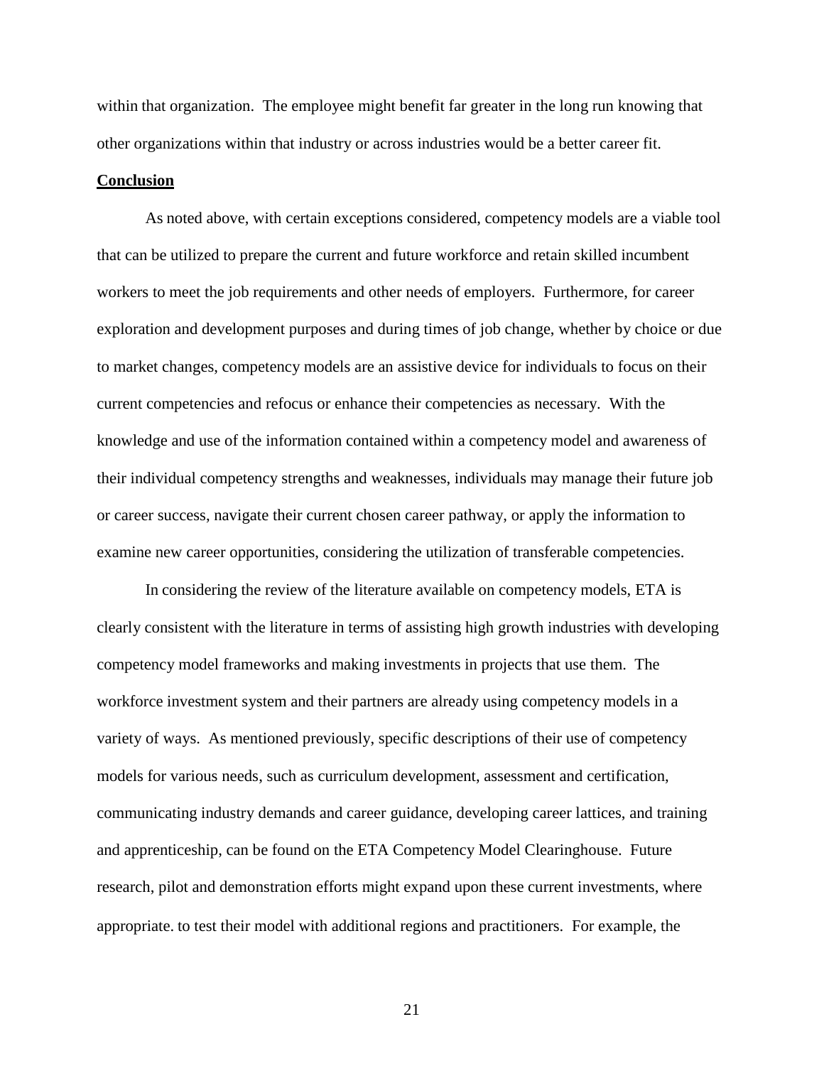within that organization. The employee might benefit far greater in the long run knowing that other organizations within that industry or across industries would be a better career fit.

**Conclusion**

As noted above, with certain exceptions considered, competency models are a viable tool that can be utilized to prepare the current and future workforce and retain skilled incumbent workers to meet the job requirements and other needs of employers. Furthermore, for career exploration and development purposes and during times of job change, whether by choice or due to market changes, competency models are an assistive device for individuals to focus on their current competencies and refocus or enhance their competencies as necessary. With the knowledge and use of the information contained within a competency model and awareness of their individual competency strengths and weaknesses, individuals may manage their future job or career success, navigate their current chosen career pathway, or apply the information to examine new career opportunities, considering the utilization of transferable competencies.

In considering the review of the literature available on competency models, ETA is clearly consistent with the literature in terms of assisting high growth industries with developing competency model frameworks and making investments in projects that use them. The workforce investment system and their partners are already using competency models in a variety of ways. As mentioned previously, specific descriptions of their use of competency models for various needs, such as curriculum development, assessment and certification, communicating industry demands and career guidance, developing career lattices, and training and apprenticeship, can be found on the ETA Competency Model Clearinghouse. Future research, pilot and demonstration efforts might expand upon these current investments, where appropriate. to test their model with additional regions and practitioners. For example, the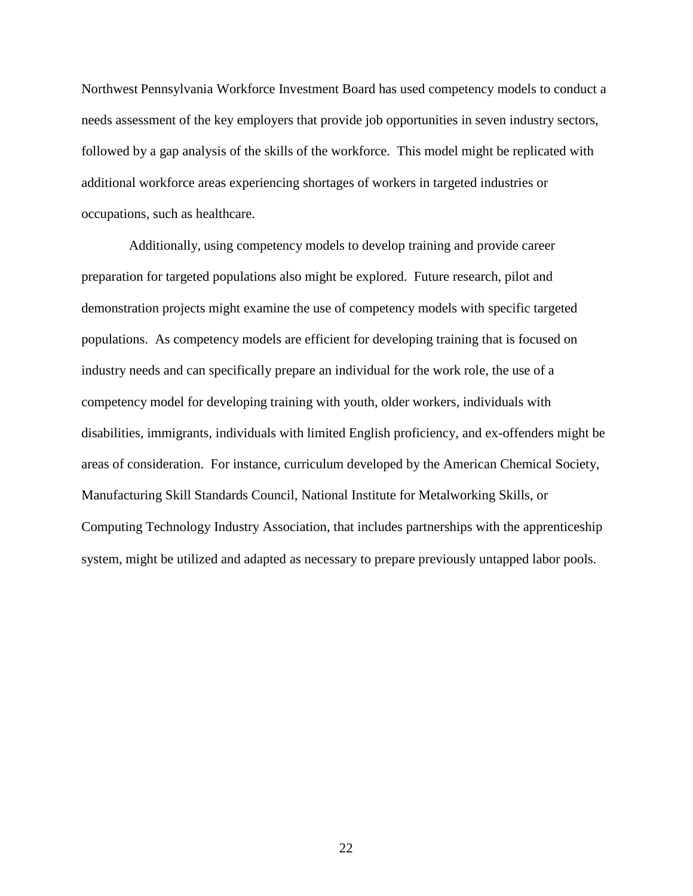Northwest Pennsylvania Workforce Investment Board has used competency models to conduct a needs assessment of the key employers that provide job opportunities in seven industry sectors, followed by a gap analysis of the skills of the workforce. This model might be replicated with additional workforce areas experiencing shortages of workers in targeted industries or occupations, such as healthcare.

Additionally, using competency models to develop training and provide career preparation for targeted populations also might be explored. Future research, pilot and demonstration projects might examine the use of competency models with specific targeted populations. As competency models are efficient for developing training that is focused on industry needs and can specifically prepare an individual for the work role, the use of a competency model for developing training with youth, older workers, individuals with disabilities, immigrants, individuals with limited English proficiency, and ex-offenders might be areas of consideration. For instance, curriculum developed by the American Chemical Society, Manufacturing Skill Standards Council, National Institute for Metalworking Skills, or Computing Technology Industry Association, that includes partnerships with the apprenticeship system, might be utilized and adapted as necessary to prepare previously untapped labor pools.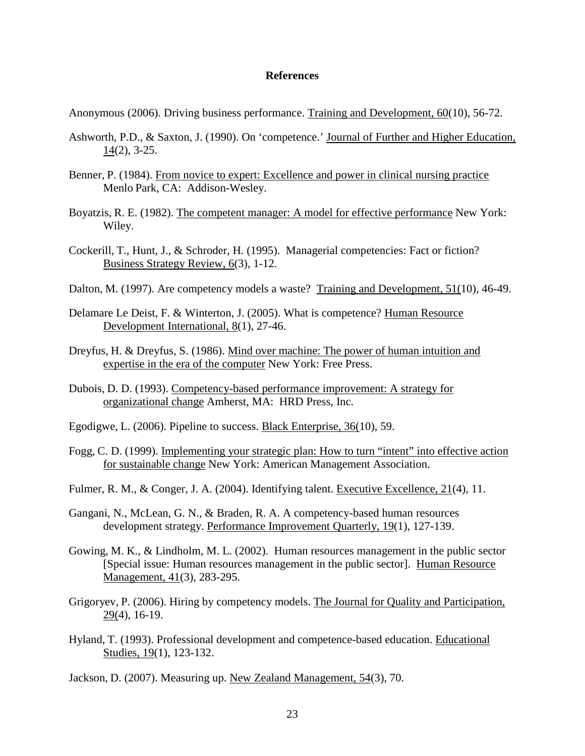## References

Anonymous (2006). Driving business performance. <u>Training and Development, 60</u>(10), 56-72.

Ashworth, P.D., & Saxton, J. (1990). On 'competence.' <u>Journal of Further and Higher Education, 14</u>(2), 3-25.

Benner, P. (1984). <u>From novice to expert: Excellence and power in clinical nursing practice</u> Menlo Park, CA: Addison-Wesley.

Boyatzis, R. E. (1982). <u>The competent manager: A model for effective performance</u> New York: Wiley.

Cockerill, T., Hunt, J., & Schroder, H. (1995). Managerial competencies: Fact or fiction? <u>Business Strategy Review, 6</u>(3), 1-12.

Dalton, M. (1997). Are competency models a waste? <u>Training and Development, 51</u>(10), 46-49.

Delamare Le Deist, F. & Winterton, J. (2005). What is competence? <u>Human Resource Development International, 8</u>(1), 27-46.

Dreyfus, H. & Dreyfus, S. (1986). <u>Mind over machine: The power of human intuition and expertise in the era of the computer</u> New York: Free Press.

Dubois, D. D. (1993). <u>Competency-based performance improvement: A strategy for organizational change</u> Amherst, MA: HRD Press, Inc.

Egodigwe, L. (2006). Pipeline to success. <u>Black Enterprise, 36</u>(10), 59.

Fogg, C. D. (1999). <u>Implementing your strategic plan: How to turn "intent" into effective action for sustainable change</u> New York: American Management Association.

Fulmer, R. M., & Conger, J. A. (2004). Identifying talent. <u>Executive Excellence, 21</u>(4), 11.

Gangani, N., McLean, G. N., & Braden, R. A. A competency-based human resources development strategy. <u>Performance Improvement Quarterly, 19</u>(1), 127-139.

Gowing, M. K., & Lindholm, M. L. (2002). Human resources management in the public sector [Special issue: Human resources management in the public sector]. <u>Human Resource Management, 41</u>(3), 283-295.

Grigoryev, P. (2006). Hiring by competency models. <u>The Journal for Quality and Participation, 29</u>(4), 16-19.

Hyland, T. (1993). Professional development and competence-based education. <u>Educational Studies, 19</u>(1), 123-132.

Jackson, D. (2007). Measuring up. <u>New Zealand Management, 54</u>(3), 70.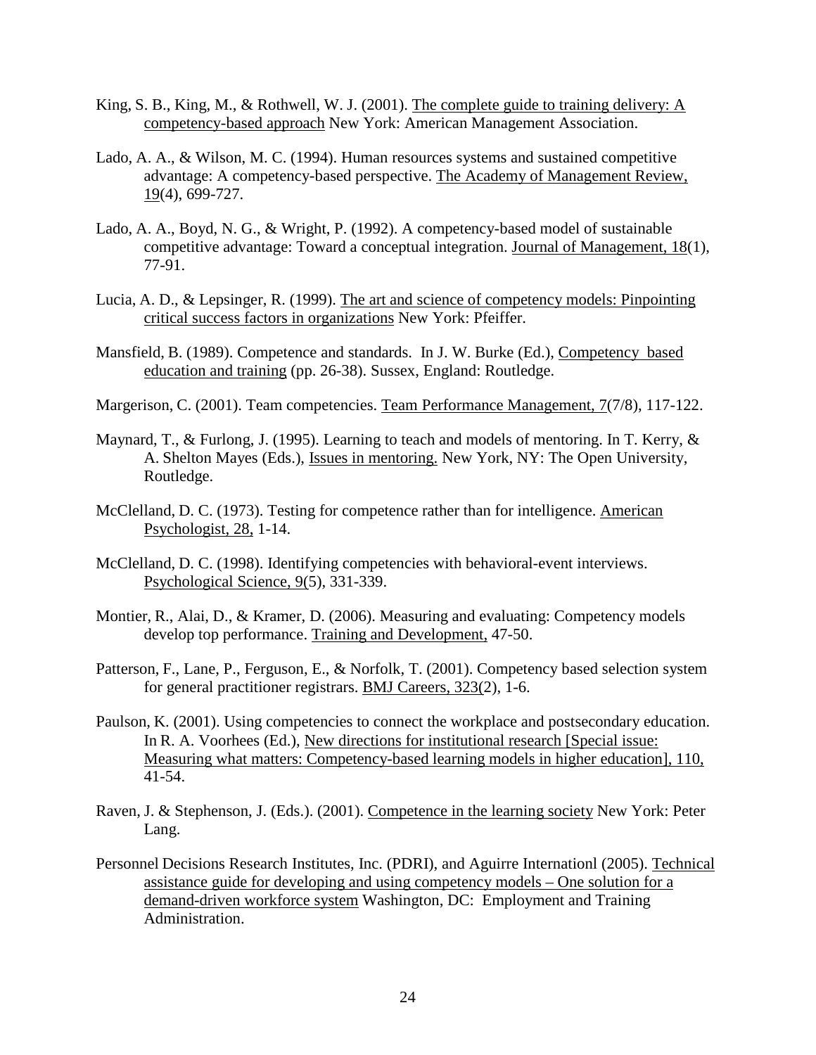King, S. B., King, M., & Rothwell, W. J. (2001). The complete guide to training delivery: A competency-based approach New York: American Management Association.

Lado, A. A., & Wilson, M. C. (1994). Human resources systems and sustained competitive advantage: A competency-based perspective. The Academy of Management Review, 19(4), 699-727.

Lado, A. A., Boyd, N. G., & Wright, P. (1992). A competency-based model of sustainable competitive advantage: Toward a conceptual integration. Journal of Management, 18(1), 77-91.

Lucia, A. D., & Lepsinger, R. (1999). The art and science of competency models: Pinpointing critical success factors in organizations New York: Pfeiffer.

Mansfield, B. (1989). Competence and standards. In J. W. Burke (Ed.), Competency based education and training (pp. 26-38). Sussex, England: Routledge.

Margerison, C. (2001). Team competencies. Team Performance Management, 7(7/8), 117-122.

Maynard, T., & Furlong, J. (1995). Learning to teach and models of mentoring. In T. Kerry, & A. Shelton Mayes (Eds.), Issues in mentoring. New York, NY: The Open University, Routledge.

McClelland, D. C. (1973). Testing for competence rather than for intelligence. American Psychologist, 28, 1-14.

McClelland, D. C. (1998). Identifying competencies with behavioral-event interviews. Psychological Science, 9(5), 331-339.

Montier, R., Alai, D., & Kramer, D. (2006). Measuring and evaluating: Competency models develop top performance. Training and Development, 47-50.

Patterson, F., Lane, P., Ferguson, E., & Norfolk, T. (2001). Competency based selection system for general practitioner registrars. BMJ Careers, 323(2), 1-6.

Paulson, K. (2001). Using competencies to connect the workplace and postsecondary education. In R. A. Voorhees (Ed.), New directions for institutional research [Special issue: Measuring what matters: Competency-based learning models in higher education], 110, 41-54.

Raven, J. & Stephenson, J. (Eds.). (2001). Competence in the learning society New York: Peter Lang.

Personnel Decisions Research Institutes, Inc. (PDRI), and Aguirre Internationl (2005). Technical assistance guide for developing and using competency models – One solution for a demand-driven workforce system Washington, DC: Employment and Training Administration.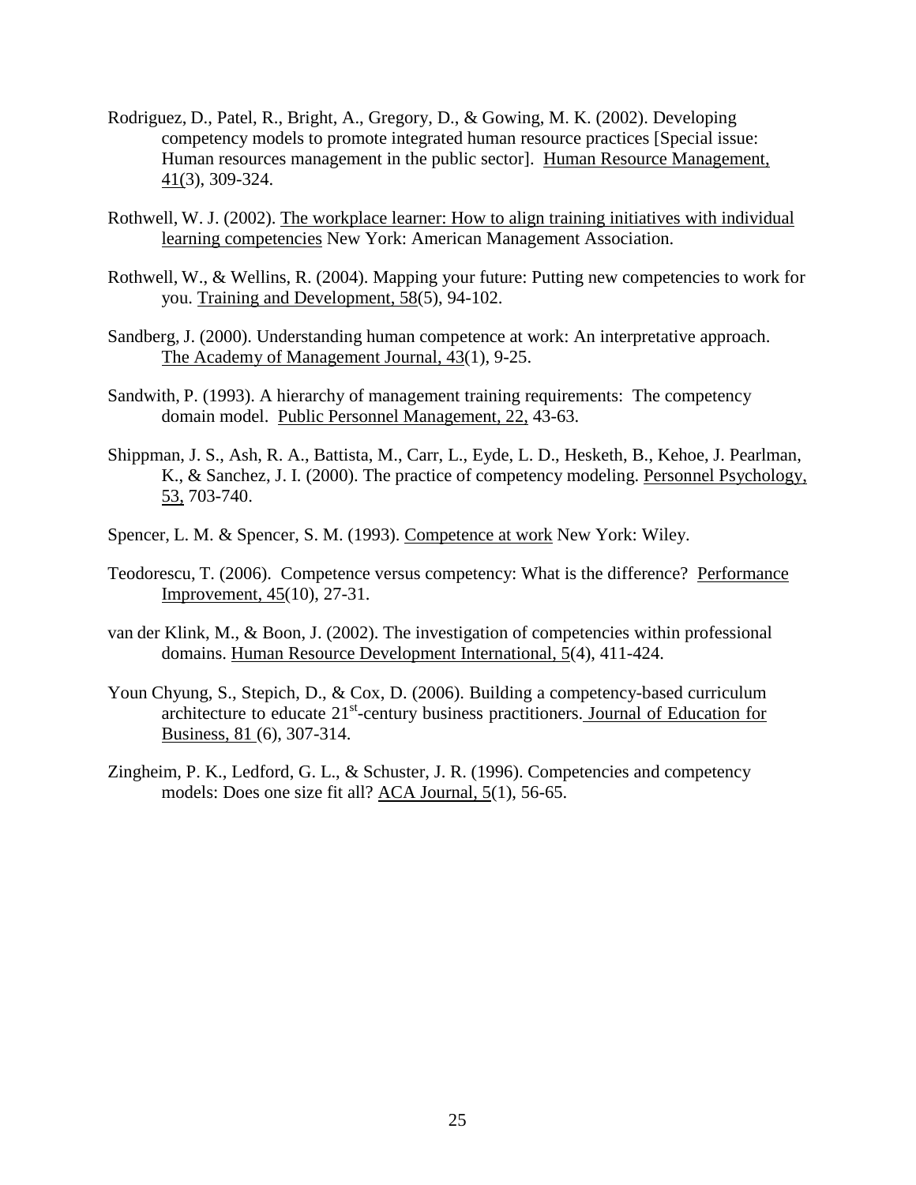Rodriguez, D., Patel, R., Bright, A., Gregory, D., & Gowing, M. K. (2002). Developing competency models to promote integrated human resource practices [Special issue: Human resources management in the public sector]. Human Resource Management, 41(3), 309-324.

Rothwell, W. J. (2002). The workplace learner: How to align training initiatives with individual learning competencies New York: American Management Association.

Rothwell, W., & Wellins, R. (2004). Mapping your future: Putting new competencies to work for you. Training and Development, 58(5), 94-102.

Sandberg, J. (2000). Understanding human competence at work: An interpretative approach. The Academy of Management Journal, 43(1), 9-25.

Sandwith, P. (1993). A hierarchy of management training requirements: The competency domain model. Public Personnel Management, 22, 43-63.

Shippman, J. S., Ash, R. A., Battista, M., Carr, L., Eyde, L. D., Hesketh, B., Kehoe, J. Pearlman, K., & Sanchez, J. I. (2000). The practice of competency modeling. Personnel Psychology, 53, 703-740.

Spencer, L. M. & Spencer, S. M. (1993). Competence at work New York: Wiley.

Teodorescu, T. (2006). Competence versus competency: What is the difference? Performance Improvement, 45(10), 27-31.

van der Klink, M., & Boon, J. (2002). The investigation of competencies within professional domains. Human Resource Development International, 5(4), 411-424.

Youn Chyung, S., Stepich, D., & Cox, D. (2006). Building a competency-based curriculum architecture to educate 21st-century business practitioners. Journal of Education for Business, 81 (6), 307-314.

Zingheim, P. K., Ledford, G. L., & Schuster, J. R. (1996). Competencies and competency models: Does one size fit all? ACA Journal, 5(1), 56-65.